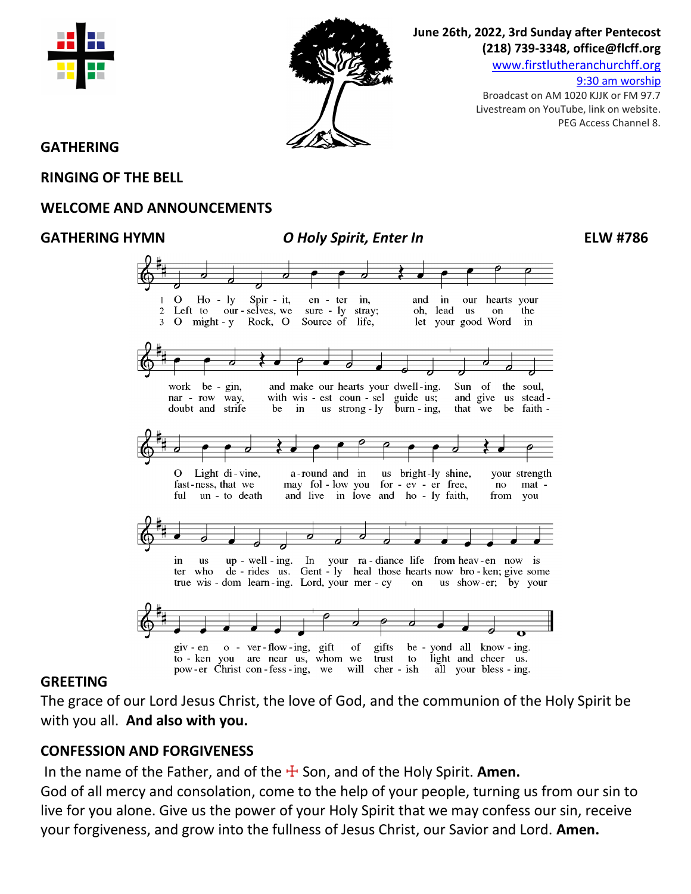June 26th, 2022, 3rd Sunday after Pentecost
(218) 739-3348, office@flcff.org
www.firstlutheranchurchff.org
9:30 am worship
Broadcast on AM 1020 KJJK or FM 97.7
Livestream on YouTube, link on website.
PEG Access Channel 8.

## GATHERING

## RINGING OF THE BELL

## WELCOME AND ANNOUNCEMENTS

## GATHERING HYMN *O Holy Spirit, Enter In* ELW #786

1 O Holy Spirit, enter in, and in our hearts your work begin, and make our hearts your dwelling. Sun of the soul, O Light divine, around and in us brightly shine, your strength in us upwelling. In your radiance life from heaven now is given overflowing, gift of gifts beyond all knowing.

2 Left to ourselves, we surely stray; oh, lead us on the narrow way, with wisest counsel guide us; and give us steadfastness, that we may follow you forever free, no matter who derides us. Gently heal those hearts now broken; give some token you are near us, whom we trust to light and cheer us.

3 O mighty Rock, O Source of life, let your good Word in doubt and strife be in us strongly burning, that we be faithful unto death and live in love and holy faith, from you true wisdom learning. Lord, your mercy on us shower; by your power Christ confessing, we will cherish all your blessing.

## GREETING

The grace of our Lord Jesus Christ, the love of God, and the communion of the Holy Spirit be with you all. **And also with you.**

## CONFESSION AND FORGIVENESS

In the name of the Father, and of the ☩ Son, and of the Holy Spirit. **Amen.**

God of all mercy and consolation, come to the help of your people, turning us from our sin to live for you alone. Give us the power of your Holy Spirit that we may confess our sin, receive your forgiveness, and grow into the fullness of Jesus Christ, our Savior and Lord. **Amen.**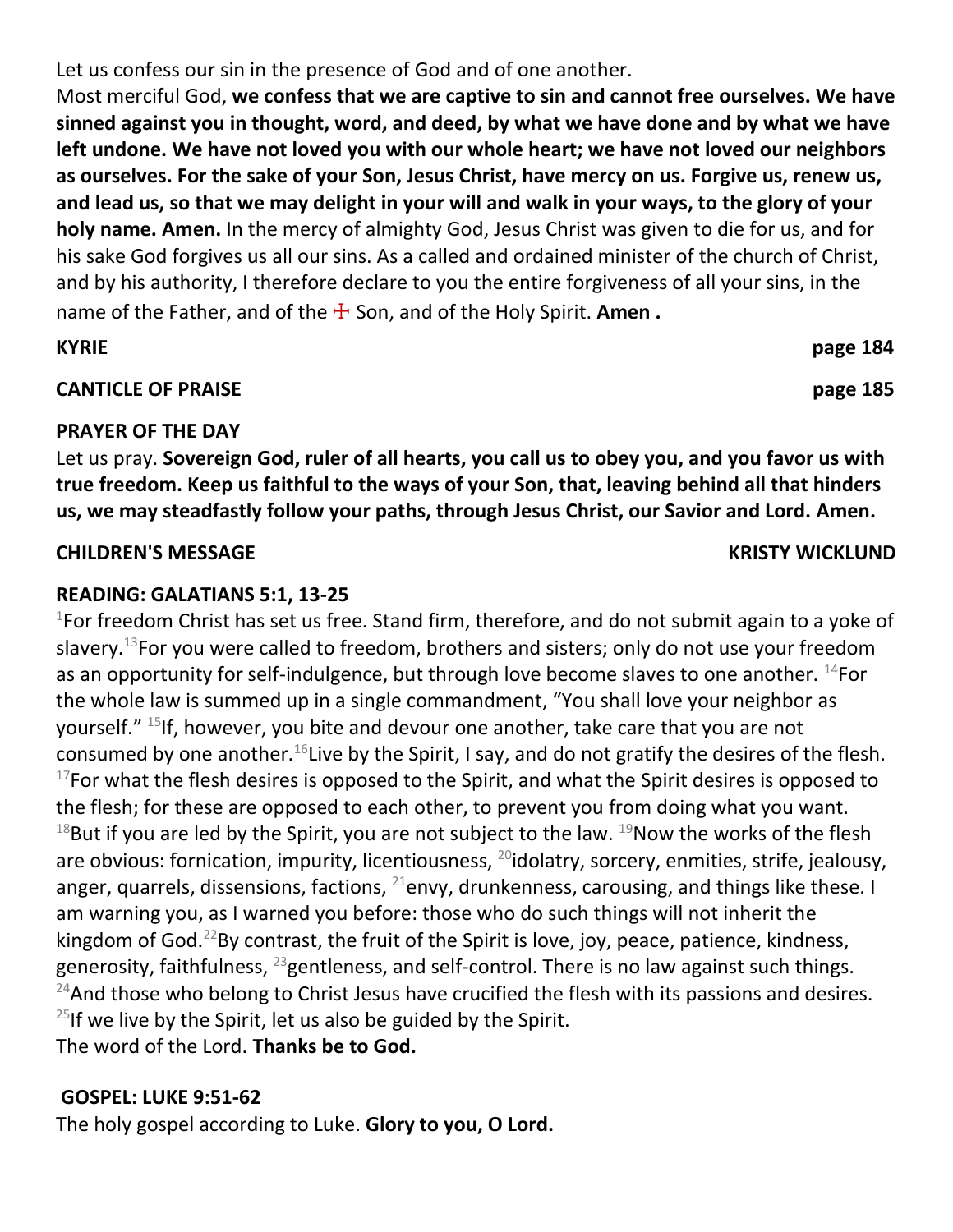Let us confess our sin in the presence of God and of one another.

Most merciful God, **we confess that we are captive to sin and cannot free ourselves. We have sinned against you in thought, word, and deed, by what we have done and by what we have left undone. We have not loved you with our whole heart; we have not loved our neighbors as ourselves. For the sake of your Son, Jesus Christ, have mercy on us. Forgive us, renew us, and lead us, so that we may delight in your will and walk in your ways, to the glory of your holy name. Amen.** In the mercy of almighty God, Jesus Christ was given to die for us, and for his sake God forgives us all our sins. As a called and ordained minister of the church of Christ, and by his authority, I therefore declare to you the entire forgiveness of all your sins, in the name of the Father, and of the ☩ Son, and of the Holy Spirit. **Amen .**

**KYRIE** **page 184**

**CANTICLE OF PRAISE** **page 185**

**PRAYER OF THE DAY**

Let us pray. **Sovereign God, ruler of all hearts, you call us to obey you, and you favor us with true freedom. Keep us faithful to the ways of your Son, that, leaving behind all that hinders us, we may steadfastly follow your paths, through Jesus Christ, our Savior and Lord. Amen.**

**CHILDREN'S MESSAGE** **KRISTY WICKLUND**

**READING: GALATIANS 5:1, 13-25**

[1]For freedom Christ has set us free. Stand firm, therefore, and do not submit again to a yoke of slavery.[13]For you were called to freedom, brothers and sisters; only do not use your freedom as an opportunity for self-indulgence, but through love become slaves to one another. [14]For the whole law is summed up in a single commandment, "You shall love your neighbor as yourself." [15]If, however, you bite and devour one another, take care that you are not consumed by one another.[16]Live by the Spirit, I say, and do not gratify the desires of the flesh. [17]For what the flesh desires is opposed to the Spirit, and what the Spirit desires is opposed to the flesh; for these are opposed to each other, to prevent you from doing what you want. [18]But if you are led by the Spirit, you are not subject to the law. [19]Now the works of the flesh are obvious: fornication, impurity, licentiousness, [20]idolatry, sorcery, enmities, strife, jealousy, anger, quarrels, dissensions, factions, [21]envy, drunkenness, carousing, and things like these. I am warning you, as I warned you before: those who do such things will not inherit the kingdom of God.[22]By contrast, the fruit of the Spirit is love, joy, peace, patience, kindness, generosity, faithfulness, [23]gentleness, and self-control. There is no law against such things. [24]And those who belong to Christ Jesus have crucified the flesh with its passions and desires. [25]If we live by the Spirit, let us also be guided by the Spirit.

The word of the Lord. **Thanks be to God.**

**GOSPEL: LUKE 9:51-62**

The holy gospel according to Luke. **Glory to you, O Lord.**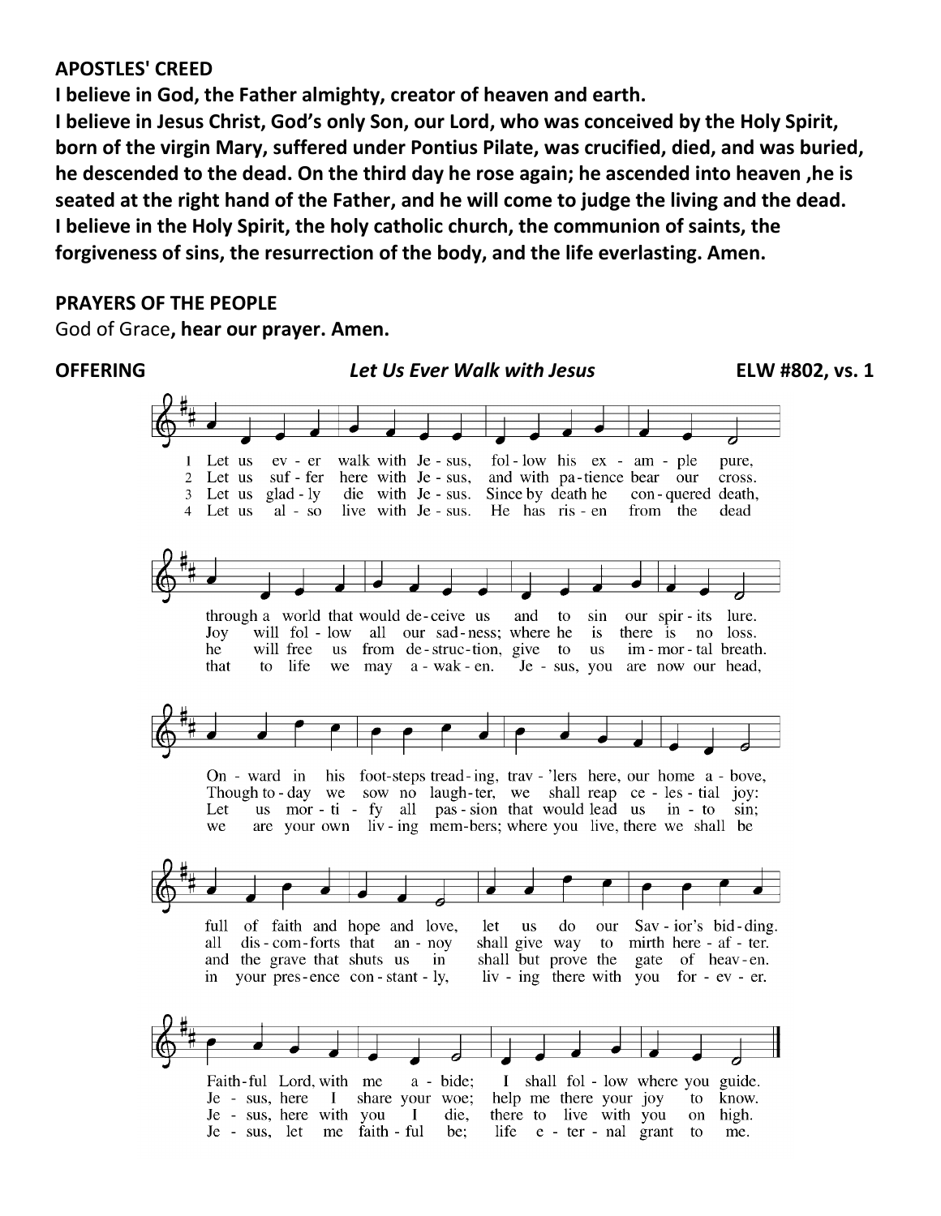**APOSTLES' CREED**

**I believe in God, the Father almighty, creator of heaven and earth.**

**I believe in Jesus Christ, God's only Son, our Lord, who was conceived by the Holy Spirit, born of the virgin Mary, suffered under Pontius Pilate, was crucified, died, and was buried, he descended to the dead. On the third day he rose again; he ascended into heaven ,he is seated at the right hand of the Father, and he will come to judge the living and the dead.**

**I believe in the Holy Spirit, the holy catholic church, the communion of saints, the forgiveness of sins, the resurrection of the body, and the life everlasting. Amen.**

**PRAYERS OF THE PEOPLE**

God of Grace**, hear our prayer. Amen.**

**OFFERING** *Let Us Ever Walk with Jesus* **ELW #802, vs. 1**

1 Let us ever walk with Jesus, follow his example pure, through a world that would deceive us and to sin our spirits lure. Onward in his footsteps treading, trav'lers here, our home above, full of faith and hope and love, let us do our Savior's bidding. Faithful Lord, with me abide; I shall follow where you guide.

2 Let us suffer here with Jesus, and with patience bear our cross. Joy will follow all our sadness; where he is there is no loss. Though today we sow no laughter, we shall reap celestial joy: all discomforts that annoy shall give way to mirth hereafter. Jesus, here I share your woe; help me there your joy to know.

3 Let us gladly die with Jesus. Since by death he conquered death, he will free us from destruction, give to us immortal breath. Let us mortify all passion that would lead us into sin; and the grave that shuts us in shall but prove the gate of heaven. Jesus, here with you I die, there to live with you on high.

4 Let us also live with Jesus. He has risen from the dead that to life we may awaken. Jesus, you are now our head, we are your own living members; where you live, there we shall be in your presence constantly, living there with you forever. Jesus, let me faithful be; life eternal grant to me.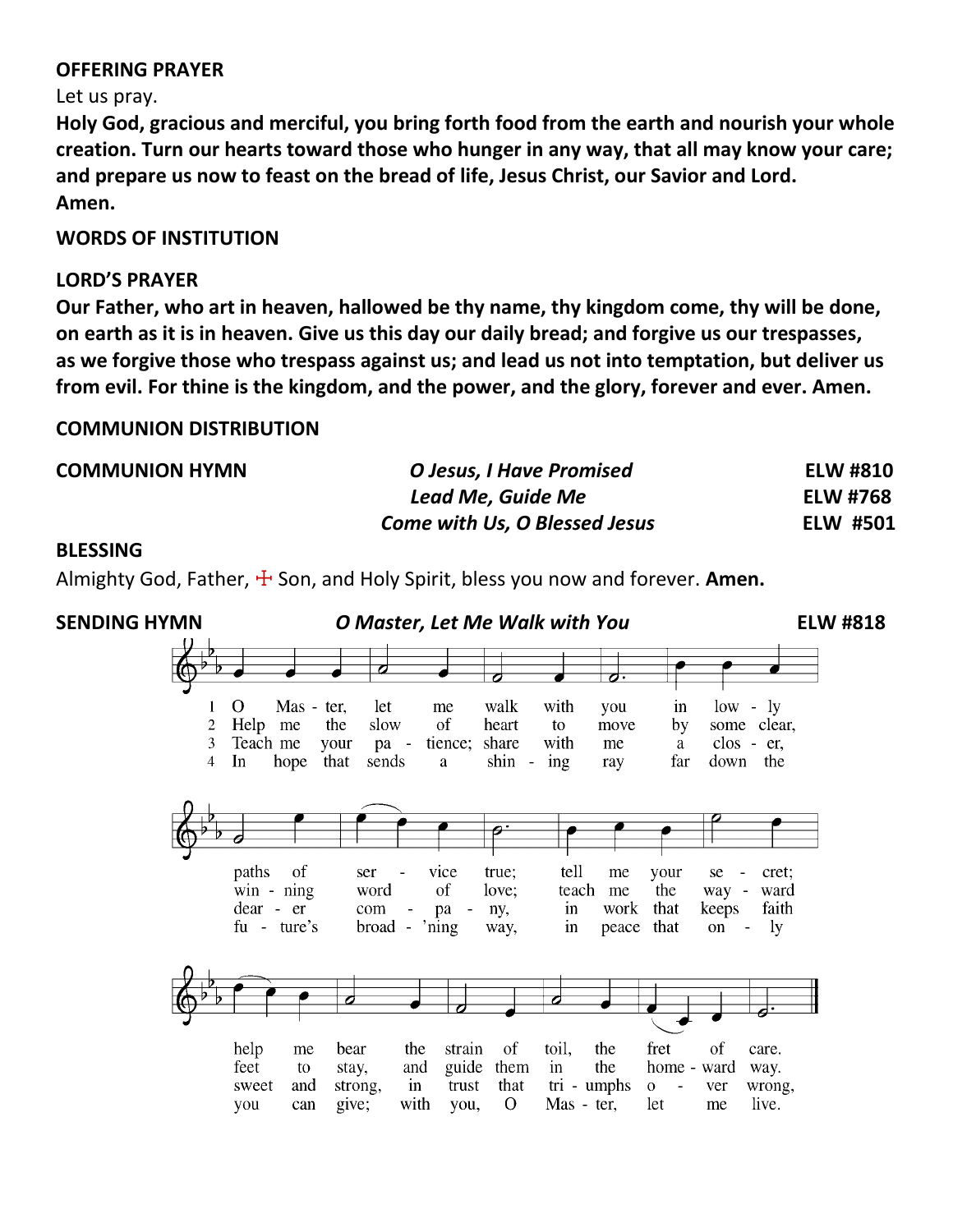**OFFERING PRAYER**

Let us pray.

**Holy God, gracious and merciful, you bring forth food from the earth and nourish your whole creation. Turn our hearts toward those who hunger in any way, that all may know your care; and prepare us now to feast on the bread of life, Jesus Christ, our Savior and Lord.**
**Amen.**

**WORDS OF INSTITUTION**

**LORD'S PRAYER**

**Our Father, who art in heaven, hallowed be thy name, thy kingdom come, thy will be done, on earth as it is in heaven. Give us this day our daily bread; and forgive us our trespasses, as we forgive those who trespass against us; and lead us not into temptation, but deliver us from evil. For thine is the kingdom, and the power, and the glory, forever and ever. Amen.**

**COMMUNION DISTRIBUTION**

**COMMUNION HYMN** — ***O Jesus, I Have Promised*** — **ELW #810**
***Lead Me, Guide Me*** — **ELW #768**
***Come with Us, O Blessed Jesus*** — **ELW #501**

**BLESSING**

Almighty God, Father, ☩ Son, and Holy Spirit, bless you now and forever. **Amen.**

**SENDING HYMN** — ***O Master, Let Me Walk with You*** — **ELW #818**

1 O Master, let me walk with you in lowly paths of service true; tell me your secret; help me bear the strain of toil, the fret of care.

2 Help me the slow of heart to move by some clear, winning word of love; teach me the wayward feet to stay, and guide them in the homeward way.

3 Teach me your patience; share with me a closer, dearer company, in work that keeps faith sweet and strong, in trust that triumphs over wrong,

4 In hope that sends a shining ray far down the future's broad'ning way, in peace that only you can give; with you, O Master, let me live.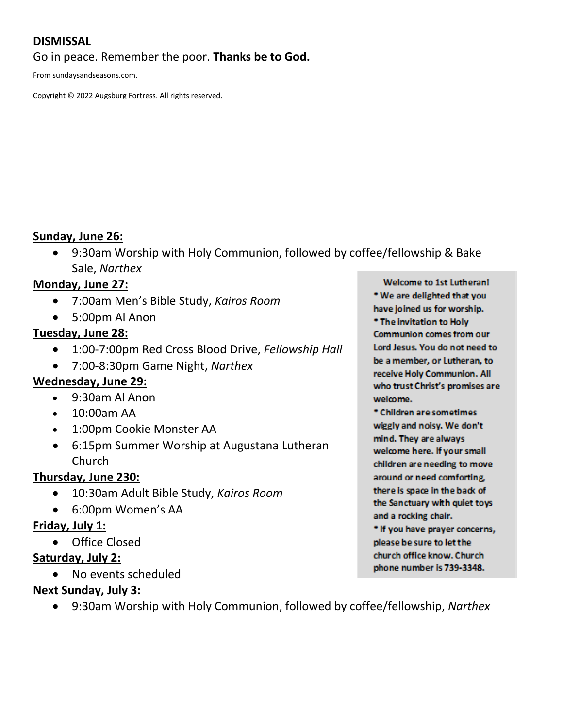**DISMISSAL**

Go in peace. Remember the poor. **Thanks be to God.**

From sundaysandseasons.com.

Copyright © 2022 Augsburg Fortress. All rights reserved.

**Sunday, June 26:**

- 9:30am Worship with Holy Communion, followed by coffee/fellowship & Bake Sale, *Narthex*

**Monday, June 27:**

- 7:00am Men's Bible Study, *Kairos Room*
- 5:00pm Al Anon

**Tuesday, June 28:**

- 1:00-7:00pm Red Cross Blood Drive, *Fellowship Hall*
- 7:00-8:30pm Game Night, *Narthex*

**Wednesday, June 29:**

- 9:30am Al Anon
- 10:00am AA
- 1:00pm Cookie Monster AA
- 6:15pm Summer Worship at Augustana Lutheran Church

**Thursday, June 230:**

- 10:30am Adult Bible Study, *Kairos Room*
- 6:00pm Women's AA

**Friday, July 1:**

- Office Closed

**Saturday, July 2:**

- No events scheduled

**Next Sunday, July 3:**

- 9:30am Worship with Holy Communion, followed by coffee/fellowship, *Narthex*

**Welcome to 1st Lutheran!**

* We are delighted that you have joined us for worship.
* The invitation to Holy Communion comes from our Lord Jesus. You do not need to be a member, or Lutheran, to receive Holy Communion. All who trust Christ's promises are welcome.
* Children are sometimes wiggly and noisy. We don't mind. They are always welcome here. If your small children are needing to move around or need comforting, there is space in the back of the Sanctuary with quiet toys and a rocking chair.
* If you have prayer concerns, please be sure to let the church office know. Church phone number is 739-3348.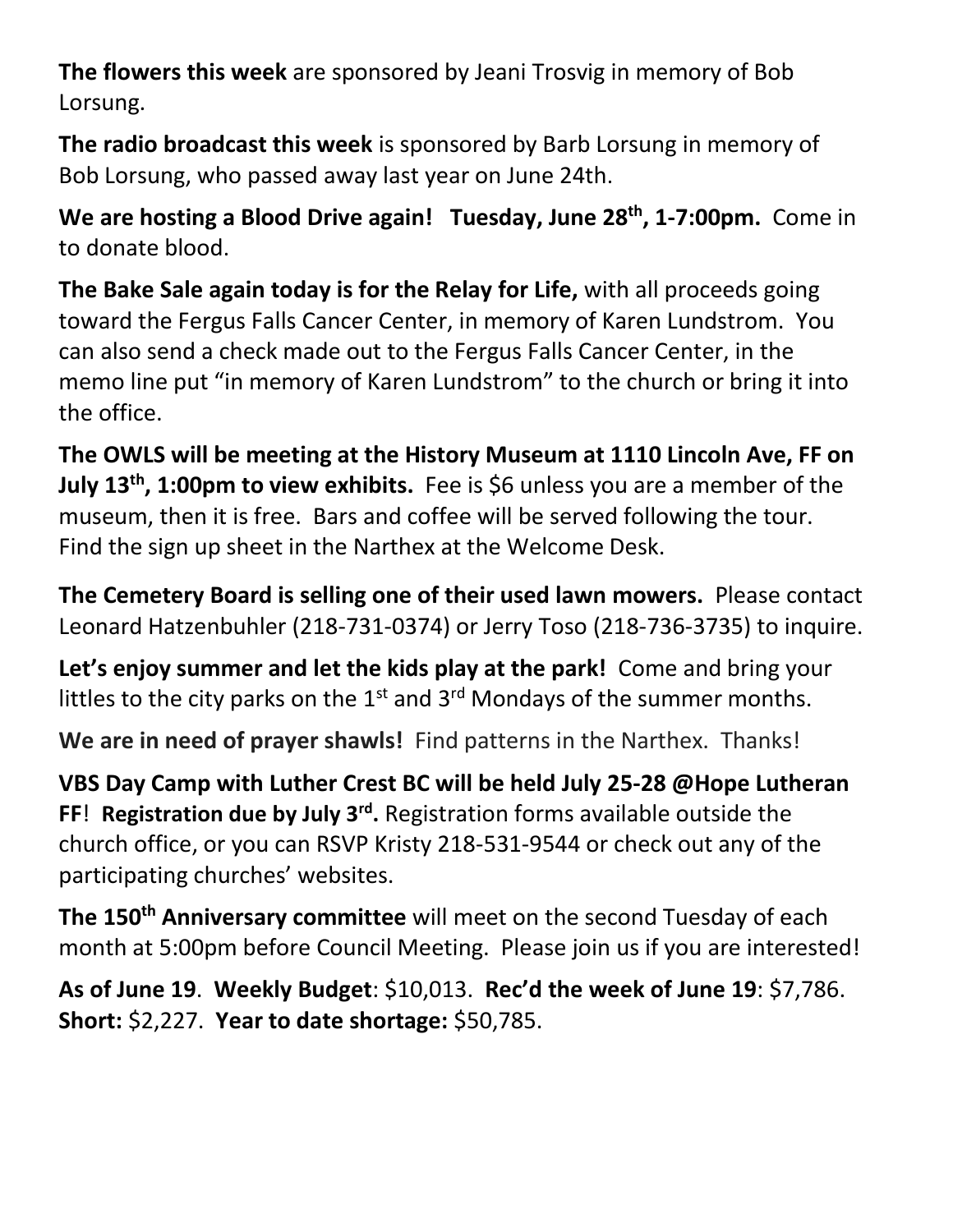**The flowers this week** are sponsored by Jeani Trosvig in memory of Bob Lorsung.

**The radio broadcast this week** is sponsored by Barb Lorsung in memory of Bob Lorsung, who passed away last year on June 24th.

**We are hosting a Blood Drive again! Tuesday, June 28th, 1-7:00pm.** Come in to donate blood.

**The Bake Sale again today is for the Relay for Life,** with all proceeds going toward the Fergus Falls Cancer Center, in memory of Karen Lundstrom. You can also send a check made out to the Fergus Falls Cancer Center, in the memo line put "in memory of Karen Lundstrom" to the church or bring it into the office.

**The OWLS will be meeting at the History Museum at 1110 Lincoln Ave, FF on July 13th, 1:00pm to view exhibits.** Fee is $6 unless you are a member of the museum, then it is free. Bars and coffee will be served following the tour. Find the sign up sheet in the Narthex at the Welcome Desk.

**The Cemetery Board is selling one of their used lawn mowers.** Please contact Leonard Hatzenbuhler (218-731-0374) or Jerry Toso (218-736-3735) to inquire.

**Let's enjoy summer and let the kids play at the park!** Come and bring your littles to the city parks on the 1st and 3rd Mondays of the summer months.

**We are in need of prayer shawls!** Find patterns in the Narthex. Thanks!

**VBS Day Camp with Luther Crest BC will be held July 25-28 @Hope Lutheran FF**! **Registration due by July 3rd.** Registration forms available outside the church office, or you can RSVP Kristy 218-531-9544 or check out any of the participating churches' websites.

**The 150th Anniversary committee** will meet on the second Tuesday of each month at 5:00pm before Council Meeting. Please join us if you are interested!

**As of June 19**. **Weekly Budget**: $10,013. **Rec'd the week of June 19**: $7,786. **Short:** $2,227. **Year to date shortage:** $50,785.